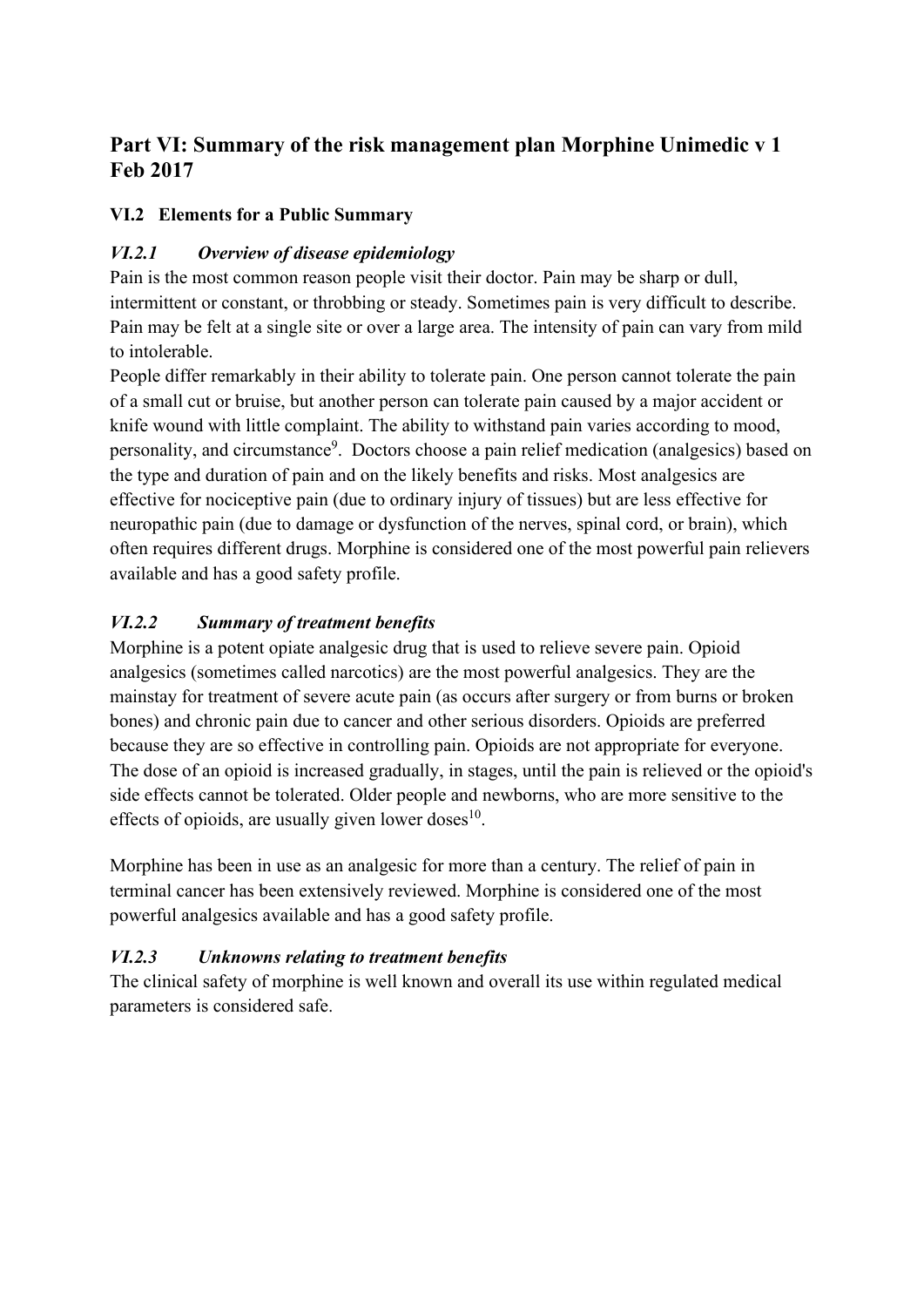# Part VI: Summary of the risk management plan Morphine Unimedic v 1 Feb 2017

## VI.2 Elements for a Public Summary

### *VI.2.1 Overview of disease epidemiology*

Pain is the most common reason people visit their doctor. Pain may be sharp or dull, intermittent or constant, or throbbing or steady. Sometimes pain is very difficult to describe. Pain may be felt at a single site or over a large area. The intensity of pain can vary from mild to intolerable.

People differ remarkably in their ability to tolerate pain. One person cannot tolerate the pain of a small cut or bruise, but another person can tolerate pain caused by a major accident or knife wound with little complaint. The ability to withstand pain varies according to mood, personality, and circumstance[9]. Doctors choose a pain relief medication (analgesics) based on the type and duration of pain and on the likely benefits and risks. Most analgesics are effective for nociceptive pain (due to ordinary injury of tissues) but are less effective for neuropathic pain (due to damage or dysfunction of the nerves, spinal cord, or brain), which often requires different drugs. Morphine is considered one of the most powerful pain relievers available and has a good safety profile.

### *VI.2.2 Summary of treatment benefits*

Morphine is a potent opiate analgesic drug that is used to relieve severe pain. Opioid analgesics (sometimes called narcotics) are the most powerful analgesics. They are the mainstay for treatment of severe acute pain (as occurs after surgery or from burns or broken bones) and chronic pain due to cancer and other serious disorders. Opioids are preferred because they are so effective in controlling pain. Opioids are not appropriate for everyone. The dose of an opioid is increased gradually, in stages, until the pain is relieved or the opioid's side effects cannot be tolerated. Older people and newborns, who are more sensitive to the effects of opioids, are usually given lower doses[10].

Morphine has been in use as an analgesic for more than a century. The relief of pain in terminal cancer has been extensively reviewed. Morphine is considered one of the most powerful analgesics available and has a good safety profile.

### *VI.2.3 Unknowns relating to treatment benefits*

The clinical safety of morphine is well known and overall its use within regulated medical parameters is considered safe.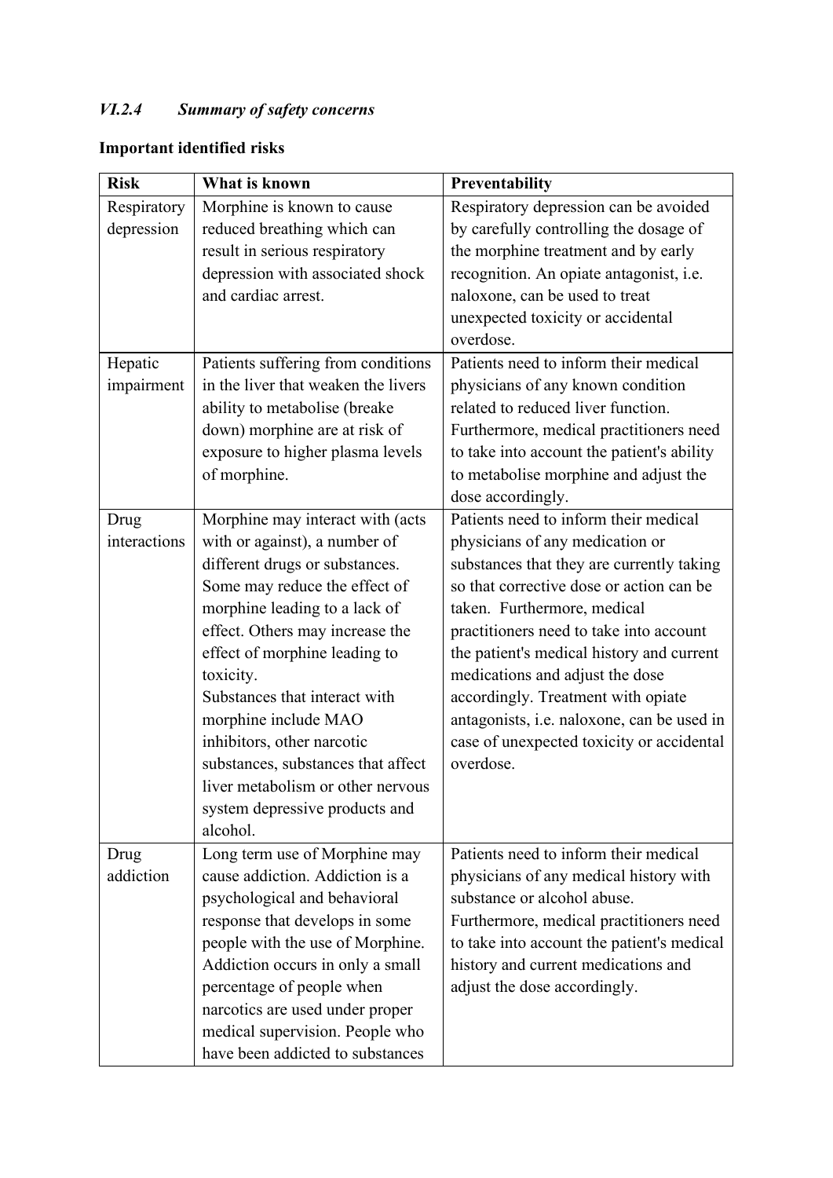### *VI.2.4 Summary of safety concerns*

**Important identified risks**

| Risk | What is known | Preventability |
|---|---|---|
| Respiratory depression | Morphine is known to cause reduced breathing which can result in serious respiratory depression with associated shock and cardiac arrest. | Respiratory depression can be avoided by carefully controlling the dosage of the morphine treatment and by early recognition. An opiate antagonist, i.e. naloxone, can be used to treat unexpected toxicity or accidental overdose. |
| Hepatic impairment | Patients suffering from conditions in the liver that weaken the livers ability to metabolise (breake down) morphine are at risk of exposure to higher plasma levels of morphine. | Patients need to inform their medical physicians of any known condition related to reduced liver function. Furthermore, medical practitioners need to take into account the patient's ability to metabolise morphine and adjust the dose accordingly. |
| Drug interactions | Morphine may interact with (acts with or against), a number of different drugs or substances. Some may reduce the effect of morphine leading to a lack of effect. Others may increase the effect of morphine leading to toxicity.<br>Substances that interact with morphine include MAO inhibitors, other narcotic substances, substances that affect liver metabolism or other nervous system depressive products and alcohol. | Patients need to inform their medical physicians of any medication or substances that they are currently taking so that corrective dose or action can be taken. Furthermore, medical practitioners need to take into account the patient's medical history and current medications and adjust the dose accordingly. Treatment with opiate antagonists, i.e. naloxone, can be used in case of unexpected toxicity or accidental overdose. |
| Drug addiction | Long term use of Morphine may cause addiction. Addiction is a psychological and behavioral response that develops in some people with the use of Morphine. Addiction occurs in only a small percentage of people when narcotics are used under proper medical supervision. People who have been addicted to substances | Patients need to inform their medical physicians of any medical history with substance or alcohol abuse. Furthermore, medical practitioners need to take into account the patient's medical history and current medications and adjust the dose accordingly. |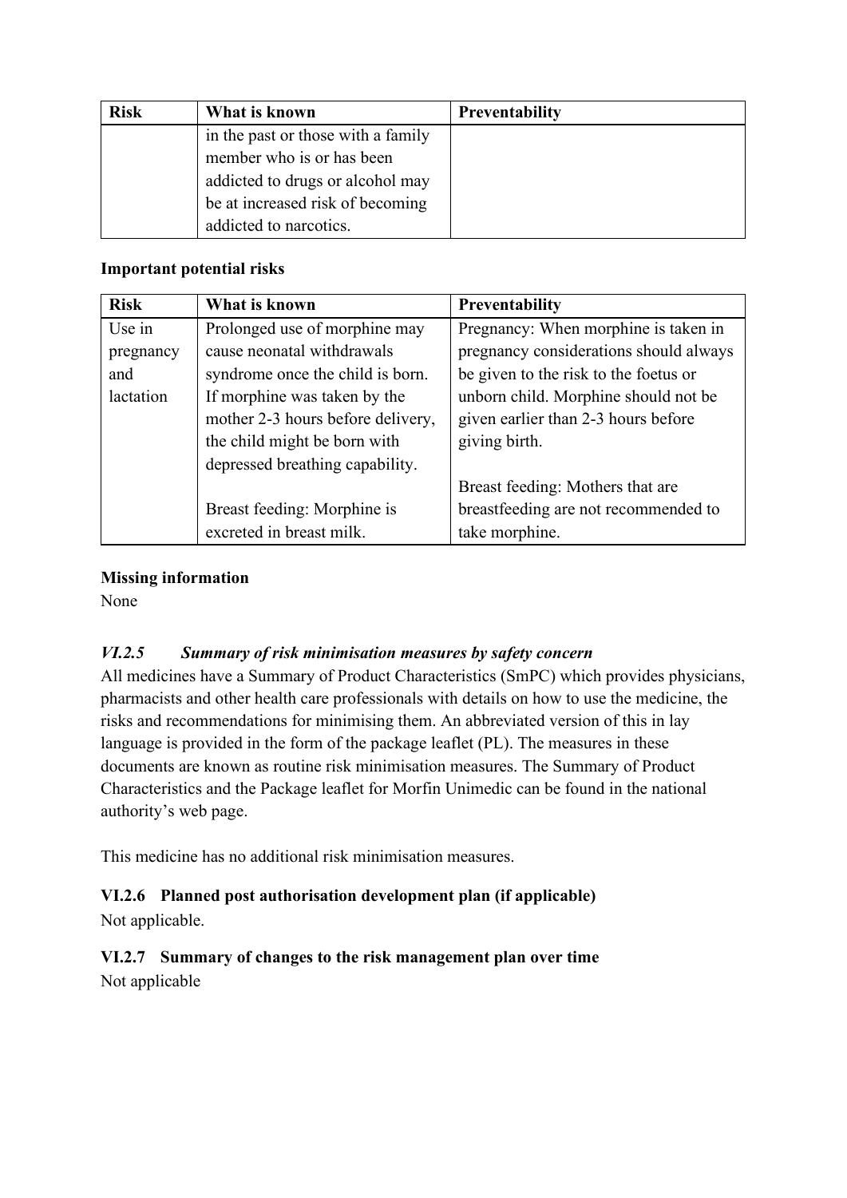| Risk | What is known | Preventability |
|---|---|---|
| | in the past or those with a family member who is or has been addicted to drugs or alcohol may be at increased risk of becoming addicted to narcotics. | |

**Important potential risks**

| Risk | What is known | Preventability |
|---|---|---|
| Use in pregnancy and lactation | Prolonged use of morphine may cause neonatal withdrawals syndrome once the child is born. If morphine was taken by the mother 2-3 hours before delivery, the child might be born with depressed breathing capability.<br><br>Breast feeding: Morphine is excreted in breast milk. | Pregnancy: When morphine is taken in pregnancy considerations should always be given to the risk to the foetus or unborn child. Morphine should not be given earlier than 2-3 hours before giving birth.<br><br>Breast feeding: Mothers that are breastfeeding are not recommended to take morphine. |

**Missing information**

None

### *VI.2.5 Summary of risk minimisation measures by safety concern*

All medicines have a Summary of Product Characteristics (SmPC) which provides physicians, pharmacists and other health care professionals with details on how to use the medicine, the risks and recommendations for minimising them. An abbreviated version of this in lay language is provided in the form of the package leaflet (PL). The measures in these documents are known as routine risk minimisation measures. The Summary of Product Characteristics and the Package leaflet for Morfin Unimedic can be found in the national authority's web page.

This medicine has no additional risk minimisation measures.

### VI.2.6 Planned post authorisation development plan (if applicable)

Not applicable.

### VI.2.7 Summary of changes to the risk management plan over time

Not applicable